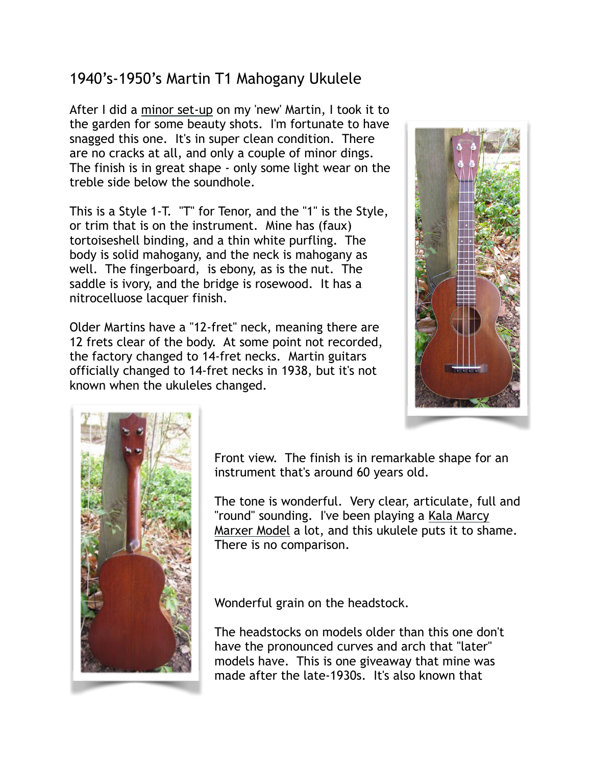## 1940's-1950's Martin T1 Mahogany Ukulele

After I did a minor set-up on my 'new' Martin, I took it to the garden for some beauty shots. I'm fortunate to have snagged this one. It's in super clean condition. There are no cracks at all, and only a couple of minor dings. The finish is in great shape - only some light wear on the treble side below the soundhole.

This is a Style 1-T. "T" for Tenor, and the "1" is the Style, or trim that is on the instrument. Mine has (faux) tortoiseshell binding, and a thin white purfling. The body is solid mahogany, and the neck is mahogany as well. The fingerboard, is ebony, as is the nut. The saddle is ivory, and the bridge is rosewood. It has a nitrocelluose lacquer finish.

Older Martins have a "12-fret" neck, meaning there are 12 frets clear of the body. At some point not recorded, the factory changed to 14-fret necks. Martin guitars officially changed to 14-fret necks in 1938, but it's not known when the ukuleles changed.

Front view. The finish is in remarkable shape for an instrument that's around 60 years old.

The tone is wonderful. Very clear, articulate, full and "round" sounding. I've been playing a Kala Marcy Marxer Model a lot, and this ukulele puts it to shame. There is no comparison.

Wonderful grain on the headstock.

The headstocks on models older than this one don't have the pronounced curves and arch that "later" models have. This is one giveaway that mine was made after the late-1930s. It's also known that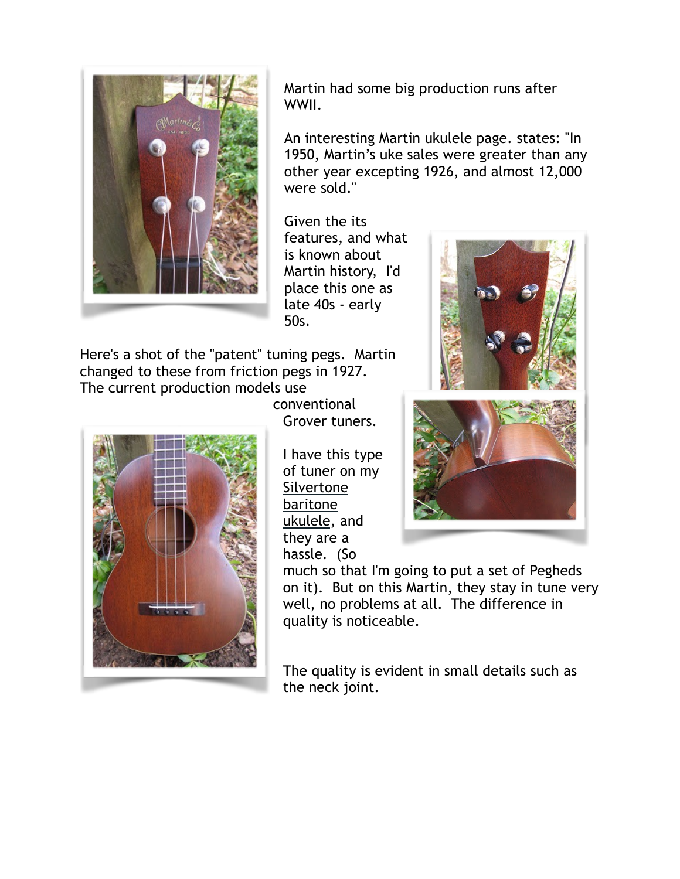Martin had some big production runs after WWII.

An interesting Martin ukulele page. states: "In 1950, Martin's uke sales were greater than any other year excepting 1926, and almost 12,000 were sold."

Given the its features, and what is known about Martin history, I'd place this one as late 40s - early 50s.

Here's a shot of the "patent" tuning pegs. Martin changed to these from friction pegs in 1927. The current production models use conventional Grover tuners.

I have this type of tuner on my Silvertone baritone ukulele, and they are a hassle. (So much so that I'm going to put a set of Pegheds on it). But on this Martin, they stay in tune very well, no problems at all. The difference in quality is noticeable.

The quality is evident in small details such as the neck joint.